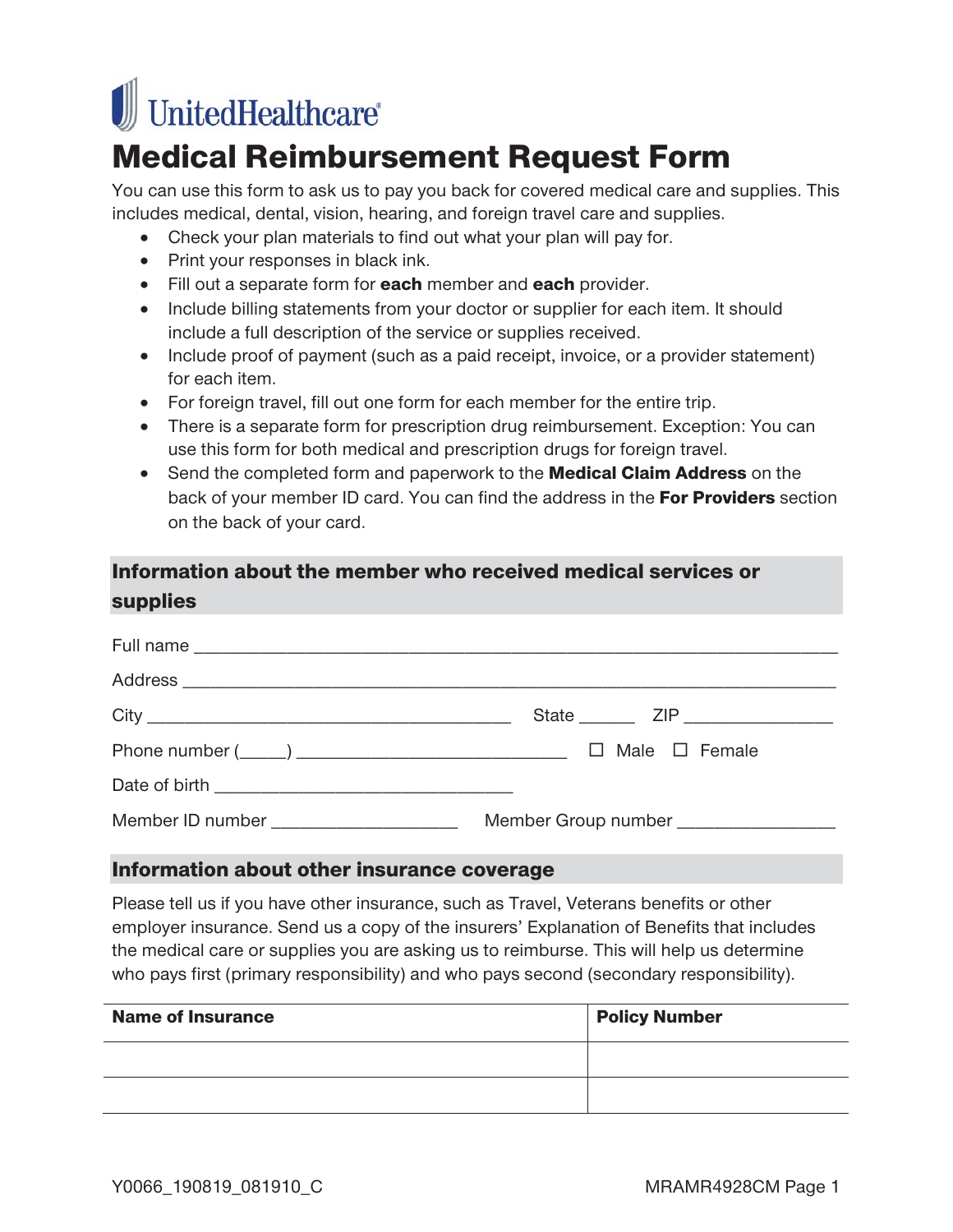UnitedHealthcare®

# Medical Reimbursement Request Form

You can use this form to ask us to pay you back for covered medical care and supplies. This includes medical, dental, vision, hearing, and foreign travel care and supplies.

- Check your plan materials to find out what your plan will pay for.
- Print your responses in black ink.
- Fill out a separate form for **each** member and **each** provider.
- Include billing statements from your doctor or supplier for each item. It should include a full description of the service or supplies received.
- Include proof of payment (such as a paid receipt, invoice, or a provider statement) for each item.
- For foreign travel, fill out one form for each member for the entire trip.
- There is a separate form for prescription drug reimbursement. Exception: You can use this form for both medical and prescription drugs for foreign travel.
- Send the completed form and paperwork to the **Medical Claim Address** on the back of your member ID card. You can find the address in the **For Providers** section on the back of your card.

## Information about the member who received medical services or supplies

Full name ______________________________________________

Address ______________________________________________

City ______________________________ State ______ ZIP ______________

Phone number (_____) ________________________ ☐ Male ☐ Female

Date of birth ________________________

Member ID number ________________ Member Group number ______________

## Information about other insurance coverage

Please tell us if you have other insurance, such as Travel, Veterans benefits or other employer insurance. Send us a copy of the insurers' Explanation of Benefits that includes the medical care or supplies you are asking us to reimburse. This will help us determine who pays first (primary responsibility) and who pays second (secondary responsibility).

| Name of Insurance | Policy Number |
|---|---|
| | |
| | |

Y0066_190819_081910_C MRAMR4928CM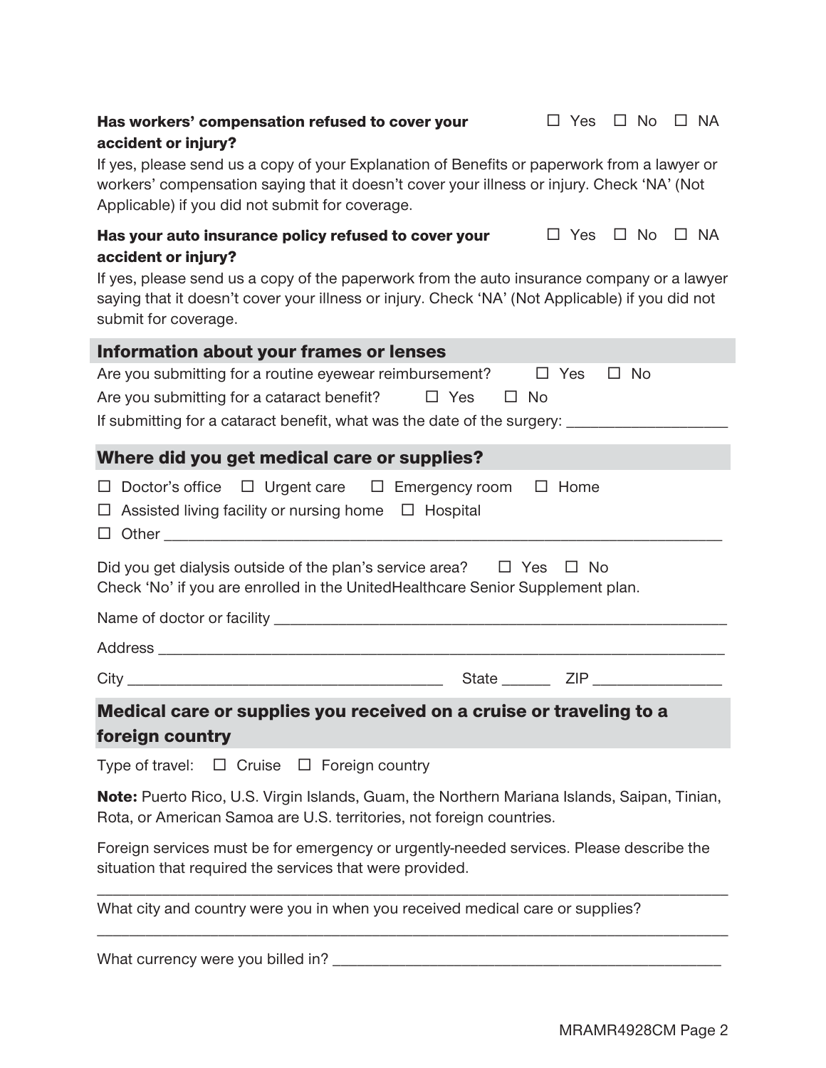**Has workers' compensation refused to cover your accident or injury?** ☐ Yes ☐ No ☐ NA

If yes, please send us a copy of your Explanation of Benefits or paperwork from a lawyer or workers' compensation saying that it doesn't cover your illness or injury. Check 'NA' (Not Applicable) if you did not submit for coverage.

**Has your auto insurance policy refused to cover your accident or injury?** ☐ Yes ☐ No ☐ NA

If yes, please send us a copy of the paperwork from the auto insurance company or a lawyer saying that it doesn't cover your illness or injury. Check 'NA' (Not Applicable) if you did not submit for coverage.

## Information about your frames or lenses

Are you submitting for a routine eyewear reimbursement? ☐ Yes ☐ No

Are you submitting for a cataract benefit? ☐ Yes ☐ No

If submitting for a cataract benefit, what was the date of the surgery: ___________________

## Where did you get medical care or supplies?

☐ Doctor's office ☐ Urgent care ☐ Emergency room ☐ Home

☐ Assisted living facility or nursing home ☐ Hospital

☐ Other ___________________________________________________________________

Did you get dialysis outside of the plan's service area? ☐ Yes ☐ No
Check 'No' if you are enrolled in the UnitedHealthcare Senior Supplement plan.

Name of doctor or facility _______________________________________________________

Address ______________________________________________________________________

City ____________________________________ State ______ ZIP _______________

## Medical care or supplies you received on a cruise or traveling to a foreign country

Type of travel: ☐ Cruise ☐ Foreign country

**Note:** Puerto Rico, U.S. Virgin Islands, Guam, the Northern Mariana Islands, Saipan, Tinian, Rota, or American Samoa are U.S. territories, not foreign countries.

Foreign services must be for emergency or urgently-needed services. Please describe the situation that required the services that were provided.

_____________________________________________________________________________

What city and country were you in when you received medical care or supplies?

_____________________________________________________________________________

What currency were you billed in? _____________________________________________

MRAMR4928CM Page 2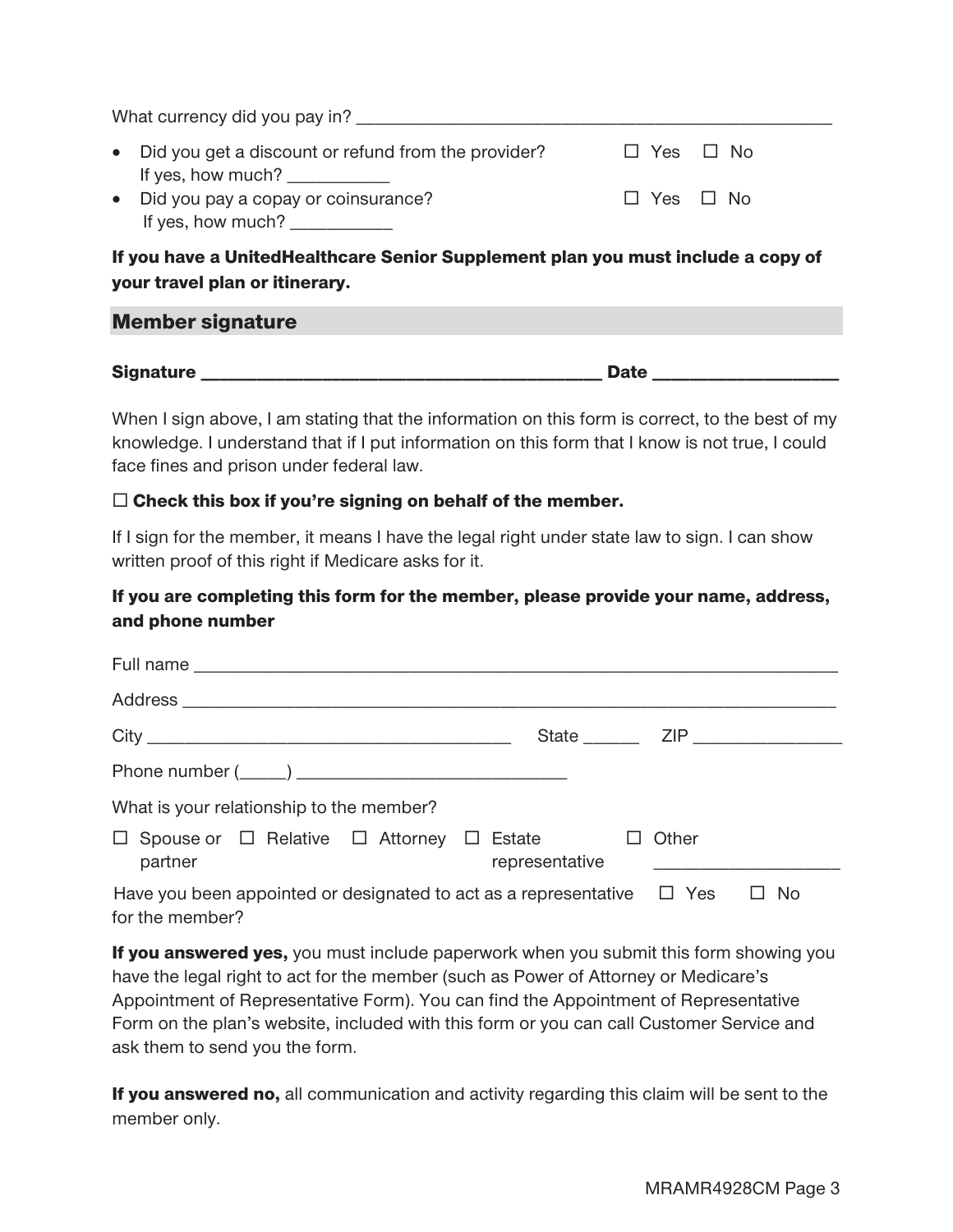What currency did you pay in? ____________________________________________________

- Did you get a discount or refund from the provider? ☐ Yes ☐ No
  If yes, how much? ___________
- Did you pay a copay or coinsurance? ☐ Yes ☐ No
  If yes, how much? ___________

**If you have a UnitedHealthcare Senior Supplement plan you must include a copy of your travel plan or itinerary.**

## Member signature

**Signature ____________________________________________ Date ___________________**

When I sign above, I am stating that the information on this form is correct, to the best of my knowledge. I understand that if I put information on this form that I know is not true, I could face fines and prison under federal law.

☐ **Check this box if you're signing on behalf of the member.**

If I sign for the member, it means I have the legal right under state law to sign. I can show written proof of this right if Medicare asks for it.

**If you are completing this form for the member, please provide your name, address, and phone number**

Full name ______________________________________________________________________

Address ________________________________________________________________________

City ________________________________________ State ______ ZIP ________________

Phone number (_____) _____________________________

What is your relationship to the member?

☐ Spouse or partner ☐ Relative ☐ Attorney ☐ Estate representative ☐ Other ____________________

Have you been appointed or designated to act as a representative for the member? ☐ Yes ☐ No

**If you answered yes,** you must include paperwork when you submit this form showing you have the legal right to act for the member (such as Power of Attorney or Medicare's Appointment of Representative Form). You can find the Appointment of Representative Form on the plan's website, included with this form or you can call Customer Service and ask them to send you the form.

**If you answered no,** all communication and activity regarding this claim will be sent to the member only.

MRAMR4928CM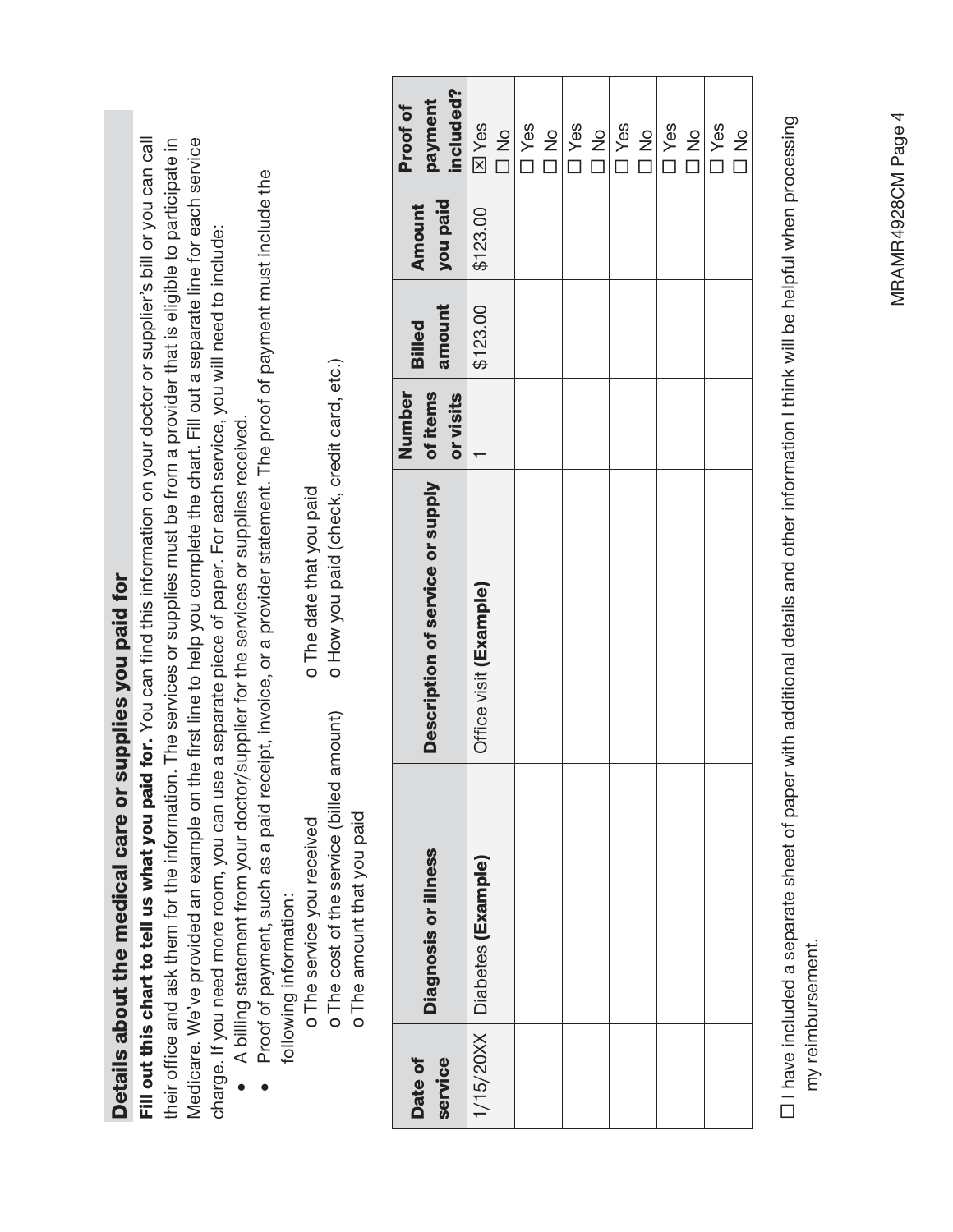## Details about the medical care or supplies you paid for

**Fill out this chart to tell us what you paid for.** You can find this information on your doctor or supplier's bill or you can call their office and ask them for the information. The services or supplies must be from a provider that is eligible to participate in Medicare. We've provided an example on the first line to help you complete the chart. Fill out a separate line for each service charge. If you need more room, you can use a separate piece of paper. For each service, you will need to include:

- A billing statement from your doctor/supplier for the services or supplies received.
- Proof of payment, such as a paid receipt, invoice, or a provider statement. The proof of payment must include the following information:
  - o The service you received
  - o The cost of the service (billed amount)
  - o The amount that you paid
  - o The date that you paid
  - o How you paid (check, credit card, etc.)

| Date of service | Diagnosis or illness | Description of service or supply | Number of items or visits | Billed amount | Amount you paid | Proof of payment included? |
|---|---|---|---|---|---|---|
| 1/15/20XX | Diabetes **(Example)** | Office visit **(Example)** | 1 | $123.00 | $123.00 | ☒ Yes ☐ No |
| | | | | | | ☐ Yes ☐ No |
| | | | | | | ☐ Yes ☐ No |
| | | | | | | ☐ Yes ☐ No |
| | | | | | | ☐ Yes ☐ No |
| | | | | | | ☐ Yes ☐ No |

☐ I have included a separate sheet of paper with additional details and other information I think will be helpful when processing my reimbursement.

MRAMR4928CM Page 4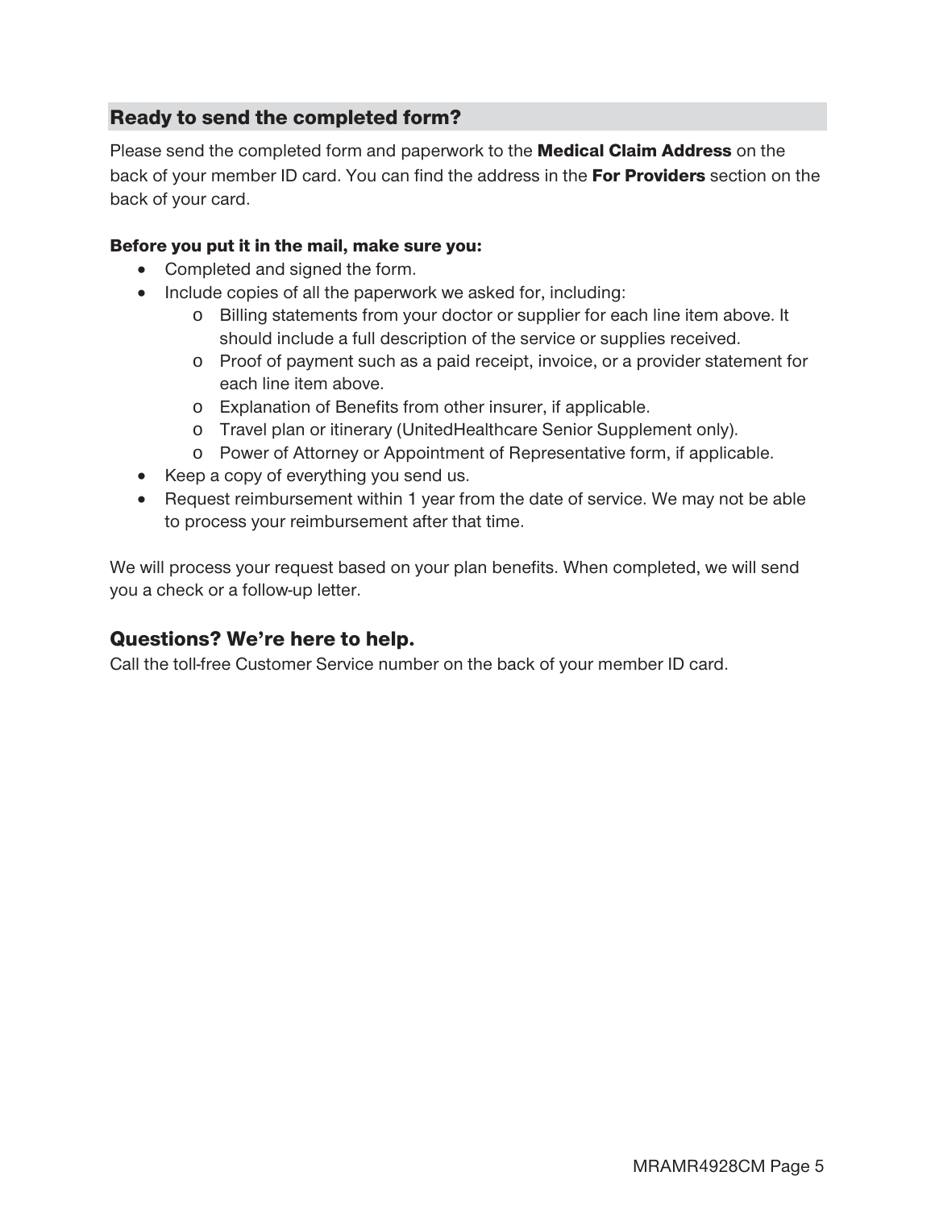## Ready to send the completed form?

Please send the completed form and paperwork to the **Medical Claim Address** on the back of your member ID card. You can find the address in the **For Providers** section on the back of your card.

**Before you put it in the mail, make sure you:**

- Completed and signed the form.
- Include copies of all the paperwork we asked for, including:
    - Billing statements from your doctor or supplier for each line item above. It should include a full description of the service or supplies received.
    - Proof of payment such as a paid receipt, invoice, or a provider statement for each line item above.
    - Explanation of Benefits from other insurer, if applicable.
    - Travel plan or itinerary (UnitedHealthcare Senior Supplement only).
    - Power of Attorney or Appointment of Representative form, if applicable.
- Keep a copy of everything you send us.
- Request reimbursement within 1 year from the date of service. We may not be able to process your reimbursement after that time.

We will process your request based on your plan benefits. When completed, we will send you a check or a follow-up letter.

## Questions? We're here to help.

Call the toll-free Customer Service number on the back of your member ID card.

MRAMR4928CM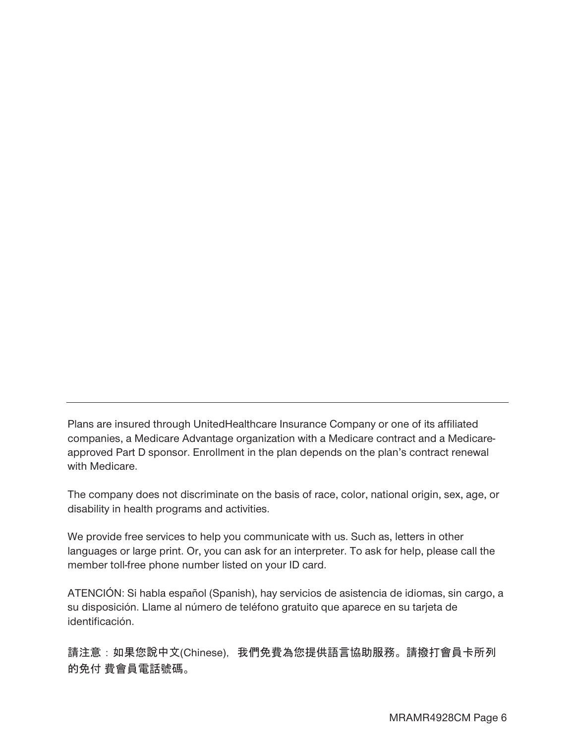Plans are insured through UnitedHealthcare Insurance Company or one of its affiliated companies, a Medicare Advantage organization with a Medicare contract and a Medicare-approved Part D sponsor. Enrollment in the plan depends on the plan's contract renewal with Medicare.

The company does not discriminate on the basis of race, color, national origin, sex, age, or disability in health programs and activities.

We provide free services to help you communicate with us. Such as, letters in other languages or large print. Or, you can ask for an interpreter. To ask for help, please call the member toll-free phone number listed on your ID card.

ATENCIÓN: Si habla español (Spanish), hay servicios de asistencia de idiomas, sin cargo, a su disposición. Llame al número de teléfono gratuito que aparece en su tarjeta de identificación.

請注意：如果您說中文(Chinese)，我們免費為您提供語言協助服務。請撥打會員卡所列的免付 費會員電話號碼。

MRAMR4928CM